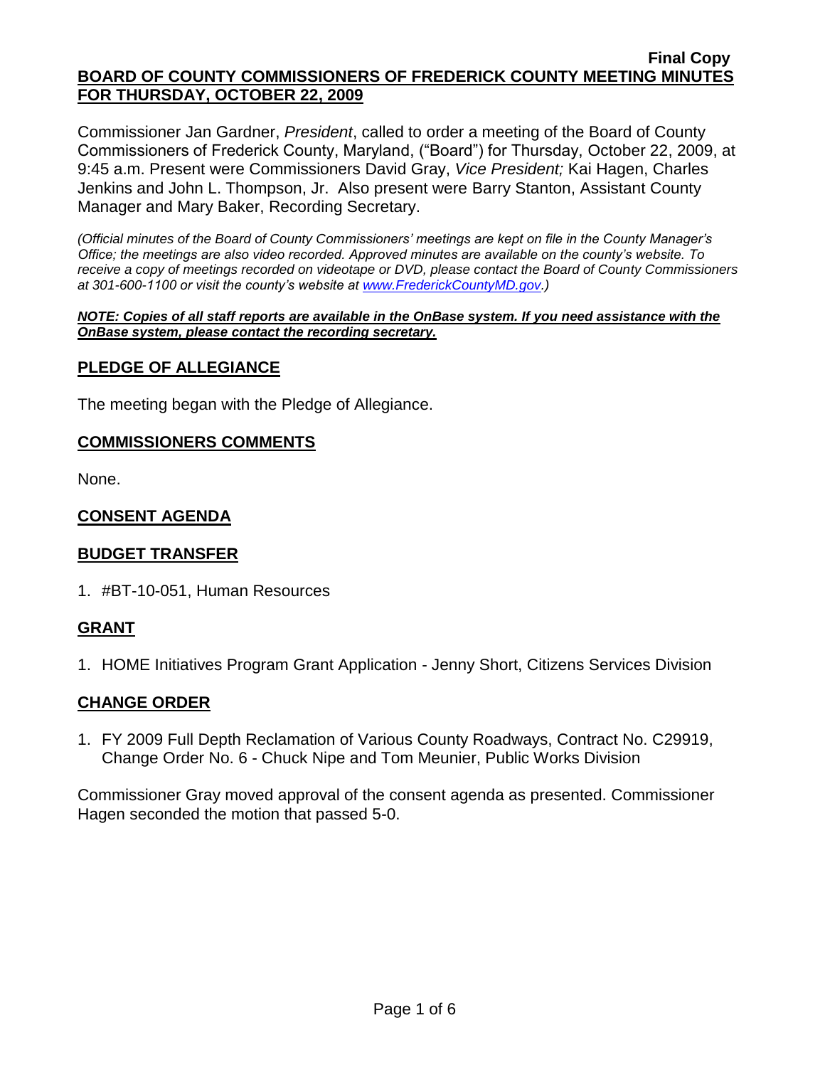**Final Copy**

**BOARD OF COUNTY COMMISSIONERS OF FREDERICK COUNTY MEETING MINUTES FOR THURSDAY, OCTOBER 22, 2009**

Commissioner Jan Gardner, *President*, called to order a meeting of the Board of County Commissioners of Frederick County, Maryland, ("Board") for Thursday, October 22, 2009, at 9:45 a.m. Present were Commissioners David Gray, *Vice President;* Kai Hagen, Charles Jenkins and John L. Thompson, Jr. Also present were Barry Stanton, Assistant County Manager and Mary Baker, Recording Secretary.

*(Official minutes of the Board of County Commissioners' meetings are kept on file in the County Manager's Office; the meetings are also video recorded. Approved minutes are available on the county's website. To receive a copy of meetings recorded on videotape or DVD, please contact the Board of County Commissioners at 301-600-1100 or visit the county's website at www.FrederickCountyMD.gov.)*

***NOTE: Copies of all staff reports are available in the OnBase system. If you need assistance with the OnBase system, please contact the recording secretary.***

## PLEDGE OF ALLEGIANCE

The meeting began with the Pledge of Allegiance.

## COMMISSIONERS COMMENTS

None.

## CONSENT AGENDA

## BUDGET TRANSFER

1. #BT-10-051, Human Resources

## GRANT

1. HOME Initiatives Program Grant Application - Jenny Short, Citizens Services Division

## CHANGE ORDER

1. FY 2009 Full Depth Reclamation of Various County Roadways, Contract No. C29919, Change Order No. 6 - Chuck Nipe and Tom Meunier, Public Works Division

Commissioner Gray moved approval of the consent agenda as presented. Commissioner Hagen seconded the motion that passed 5-0.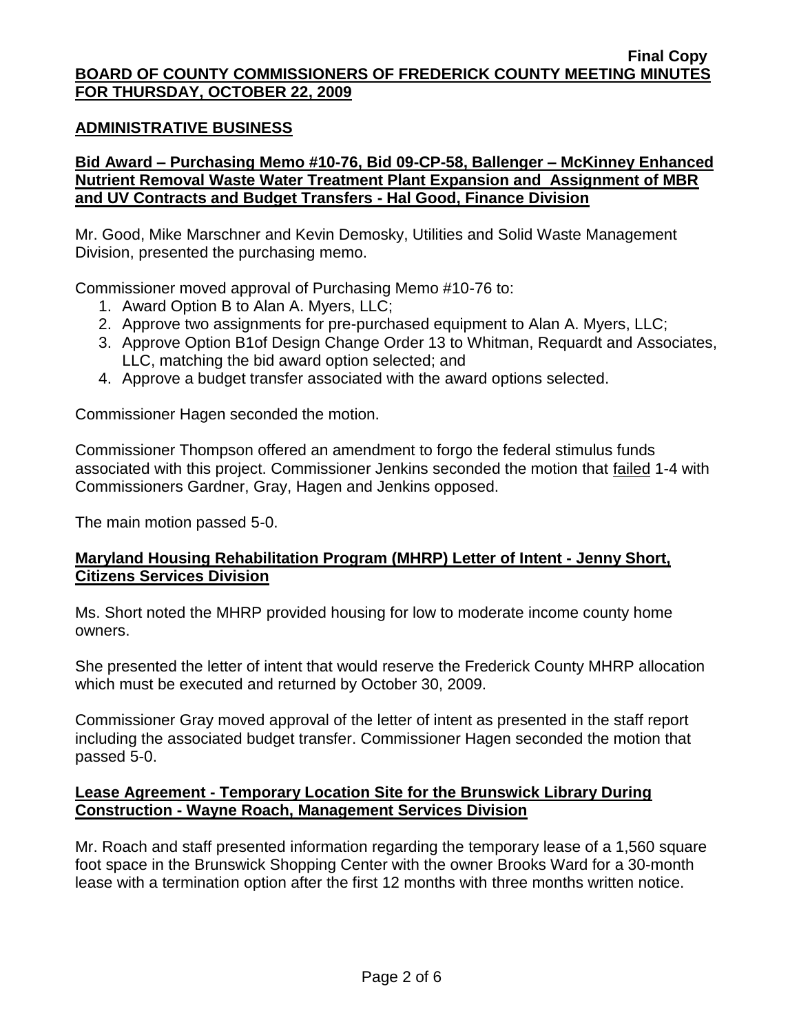Final Copy

**BOARD OF COUNTY COMMISSIONERS OF FREDERICK COUNTY MEETING MINUTES FOR THURSDAY, OCTOBER 22, 2009**

## ADMINISTRATIVE BUSINESS

### Bid Award – Purchasing Memo #10-76, Bid 09-CP-58, Ballenger – McKinney Enhanced Nutrient Removal Waste Water Treatment Plant Expansion and Assignment of MBR and UV Contracts and Budget Transfers - Hal Good, Finance Division

Mr. Good, Mike Marschner and Kevin Demosky, Utilities and Solid Waste Management Division, presented the purchasing memo.

Commissioner moved approval of Purchasing Memo #10-76 to:

1. Award Option B to Alan A. Myers, LLC;
2. Approve two assignments for pre-purchased equipment to Alan A. Myers, LLC;
3. Approve Option B1of Design Change Order 13 to Whitman, Requardt and Associates, LLC, matching the bid award option selected; and
4. Approve a budget transfer associated with the award options selected.

Commissioner Hagen seconded the motion.

Commissioner Thompson offered an amendment to forgo the federal stimulus funds associated with this project. Commissioner Jenkins seconded the motion that failed 1-4 with Commissioners Gardner, Gray, Hagen and Jenkins opposed.

The main motion passed 5-0.

### Maryland Housing Rehabilitation Program (MHRP) Letter of Intent - Jenny Short, Citizens Services Division

Ms. Short noted the MHRP provided housing for low to moderate income county home owners.

She presented the letter of intent that would reserve the Frederick County MHRP allocation which must be executed and returned by October 30, 2009.

Commissioner Gray moved approval of the letter of intent as presented in the staff report including the associated budget transfer. Commissioner Hagen seconded the motion that passed 5-0.

### Lease Agreement - Temporary Location Site for the Brunswick Library During Construction - Wayne Roach, Management Services Division

Mr. Roach and staff presented information regarding the temporary lease of a 1,560 square foot space in the Brunswick Shopping Center with the owner Brooks Ward for a 30-month lease with a termination option after the first 12 months with three months written notice.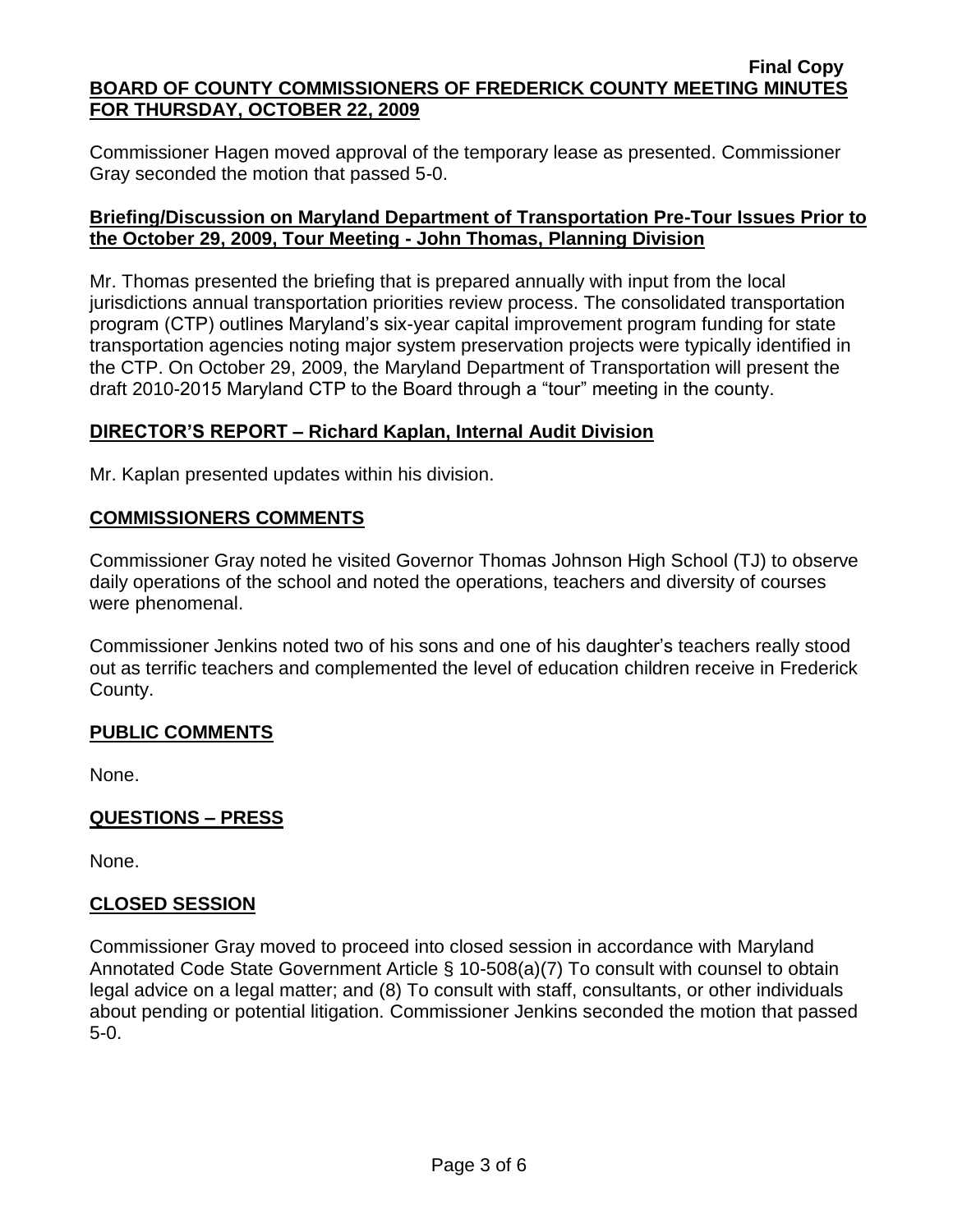Commissioner Hagen moved approval of the temporary lease as presented. Commissioner Gray seconded the motion that passed 5-0.

## Briefing/Discussion on Maryland Department of Transportation Pre-Tour Issues Prior to the October 29, 2009, Tour Meeting - John Thomas, Planning Division

Mr. Thomas presented the briefing that is prepared annually with input from the local jurisdictions annual transportation priorities review process. The consolidated transportation program (CTP) outlines Maryland's six-year capital improvement program funding for state transportation agencies noting major system preservation projects were typically identified in the CTP. On October 29, 2009, the Maryland Department of Transportation will present the draft 2010-2015 Maryland CTP to the Board through a "tour" meeting in the county.

## DIRECTOR'S REPORT – Richard Kaplan, Internal Audit Division

Mr. Kaplan presented updates within his division.

## COMMISSIONERS COMMENTS

Commissioner Gray noted he visited Governor Thomas Johnson High School (TJ) to observe daily operations of the school and noted the operations, teachers and diversity of courses were phenomenal.

Commissioner Jenkins noted two of his sons and one of his daughter's teachers really stood out as terrific teachers and complemented the level of education children receive in Frederick County.

## PUBLIC COMMENTS

None.

## QUESTIONS – PRESS

None.

## CLOSED SESSION

Commissioner Gray moved to proceed into closed session in accordance with Maryland Annotated Code State Government Article § 10-508(a)(7) To consult with counsel to obtain legal advice on a legal matter; and (8) To consult with staff, consultants, or other individuals about pending or potential litigation. Commissioner Jenkins seconded the motion that passed 5-0.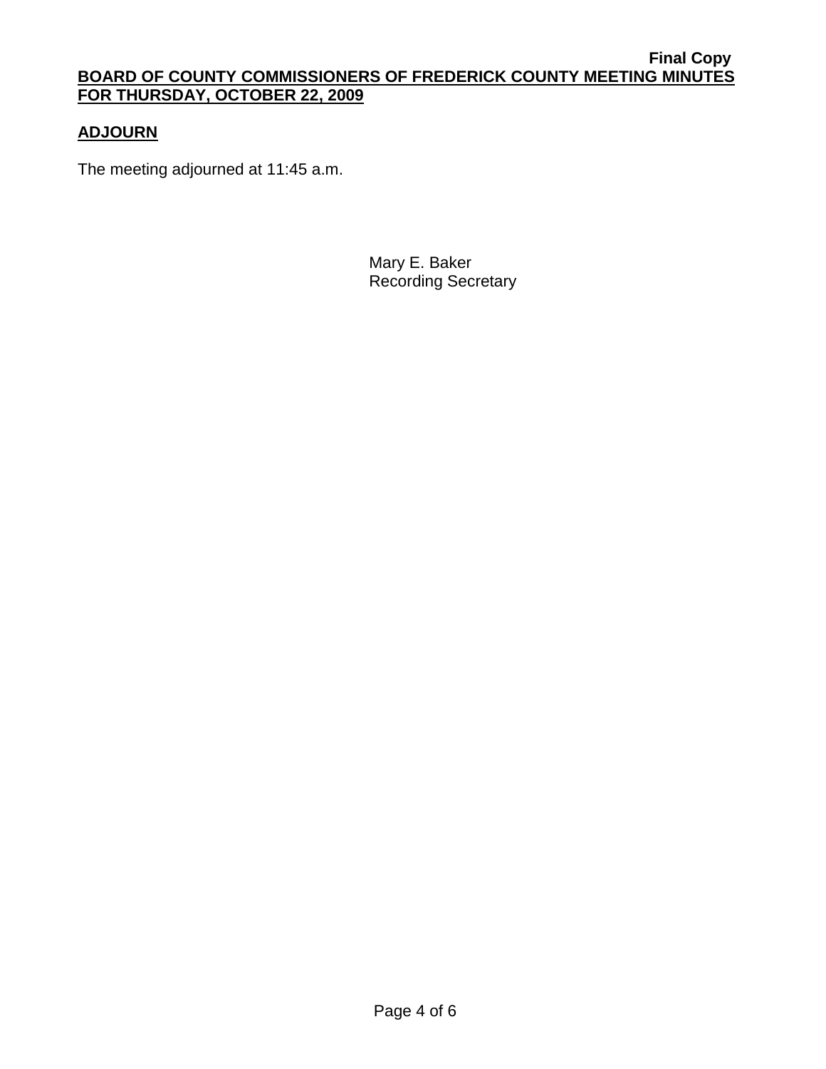**ADJOURN**

The meeting adjourned at 11:45 a.m.

Mary E. Baker
Recording Secretary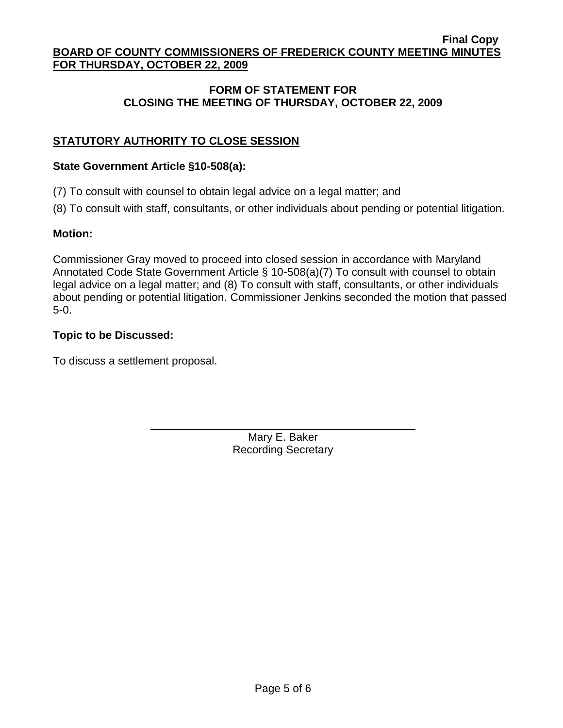**Final Copy**

**BOARD OF COUNTY COMMISSIONERS OF FREDERICK COUNTY MEETING MINUTES FOR THURSDAY, OCTOBER 22, 2009**

## FORM OF STATEMENT FOR CLOSING THE MEETING OF THURSDAY, OCTOBER 22, 2009

### STATUTORY AUTHORITY TO CLOSE SESSION

**State Government Article §10-508(a):**

(7) To consult with counsel to obtain legal advice on a legal matter; and

(8) To consult with staff, consultants, or other individuals about pending or potential litigation.

**Motion:**

Commissioner Gray moved to proceed into closed session in accordance with Maryland Annotated Code State Government Article § 10-508(a)(7) To consult with counsel to obtain legal advice on a legal matter; and (8) To consult with staff, consultants, or other individuals about pending or potential litigation. Commissioner Jenkins seconded the motion that passed 5-0.

**Topic to be Discussed:**

To discuss a settlement proposal.

Mary E. Baker
Recording Secretary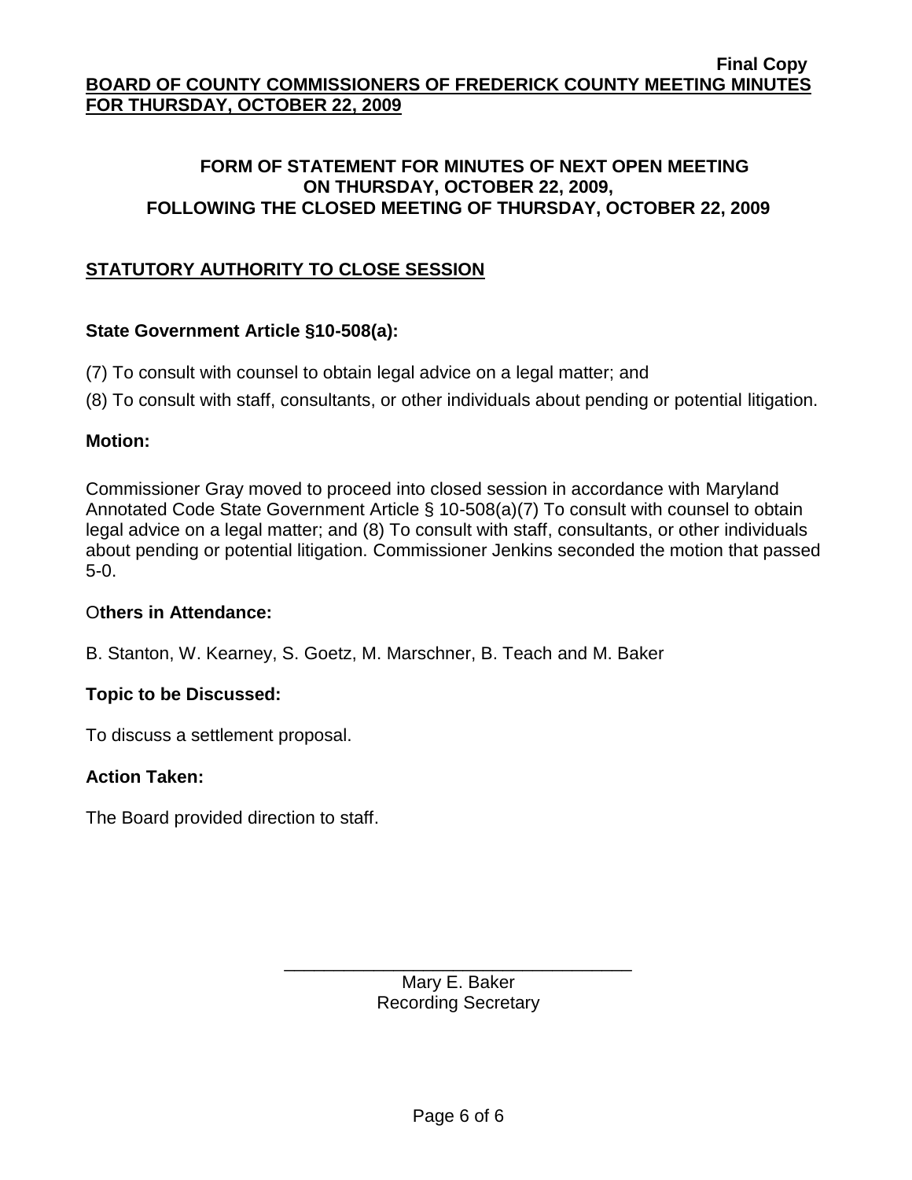**Final Copy**

**BOARD OF COUNTY COMMISSIONERS OF FREDERICK COUNTY MEETING MINUTES FOR THURSDAY, OCTOBER 22, 2009**

## FORM OF STATEMENT FOR MINUTES OF NEXT OPEN MEETING ON THURSDAY, OCTOBER 22, 2009, FOLLOWING THE CLOSED MEETING OF THURSDAY, OCTOBER 22, 2009

## STATUTORY AUTHORITY TO CLOSE SESSION

### State Government Article §10-508(a):

(7) To consult with counsel to obtain legal advice on a legal matter; and

(8) To consult with staff, consultants, or other individuals about pending or potential litigation.

### Motion:

Commissioner Gray moved to proceed into closed session in accordance with Maryland Annotated Code State Government Article § 10-508(a)(7) To consult with counsel to obtain legal advice on a legal matter; and (8) To consult with staff, consultants, or other individuals about pending or potential litigation. Commissioner Jenkins seconded the motion that passed 5-0.

### Others in Attendance:

B. Stanton, W. Kearney, S. Goetz, M. Marschner, B. Teach and M. Baker

### Topic to be Discussed:

To discuss a settlement proposal.

### Action Taken:

The Board provided direction to staff.

\_\_\_\_\_\_\_\_\_\_\_\_\_\_\_\_\_\_\_\_\_\_\_\_\_\_\_\_\_\_\_\_\_\_\_\_

Mary E. Baker
Recording Secretary